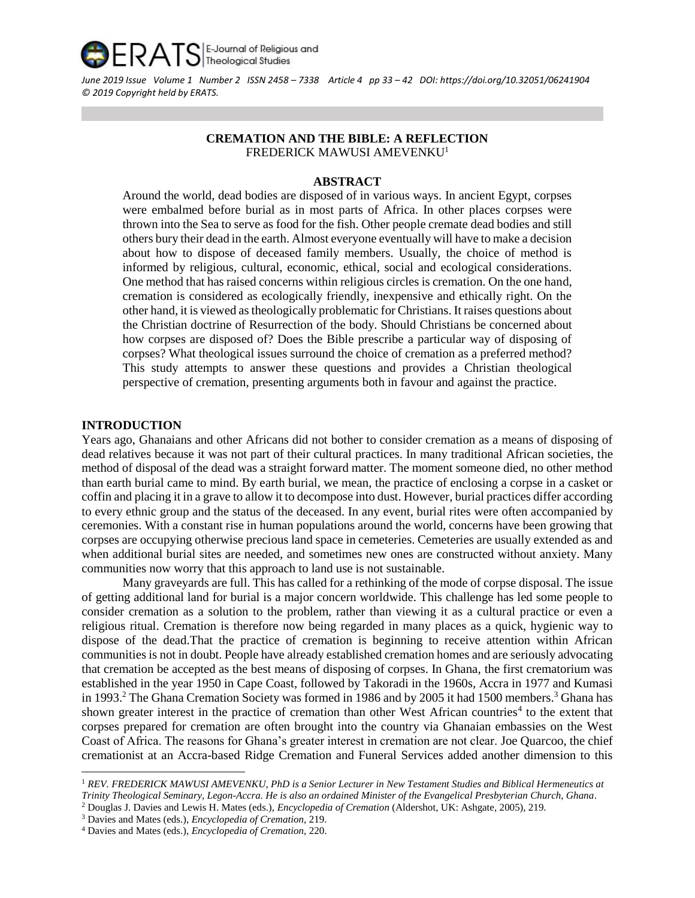# CREMATION AND THE BIBLE: A REFLECTION

FREDERICK MAWUSI AMEVENKU[1]

## ABSTRACT

Around the world, dead bodies are disposed of in various ways. In ancient Egypt, corpses were embalmed before burial as in most parts of Africa. In other places corpses were thrown into the Sea to serve as food for the fish. Other people cremate dead bodies and still others bury their dead in the earth. Almost everyone eventually will have to make a decision about how to dispose of deceased family members. Usually, the choice of method is informed by religious, cultural, economic, ethical, social and ecological considerations. One method that has raised concerns within religious circles is cremation. On the one hand, cremation is considered as ecologically friendly, inexpensive and ethically right. On the other hand, it is viewed as theologically problematic for Christians. It raises questions about the Christian doctrine of Resurrection of the body. Should Christians be concerned about how corpses are disposed of? Does the Bible prescribe a particular way of disposing of corpses? What theological issues surround the choice of cremation as a preferred method? This study attempts to answer these questions and provides a Christian theological perspective of cremation, presenting arguments both in favour and against the practice.

## INTRODUCTION

Years ago, Ghanaians and other Africans did not bother to consider cremation as a means of disposing of dead relatives because it was not part of their cultural practices. In many traditional African societies, the method of disposal of the dead was a straight forward matter. The moment someone died, no other method than earth burial came to mind. By earth burial, we mean, the practice of enclosing a corpse in a casket or coffin and placing it in a grave to allow it to decompose into dust. However, burial practices differ according to every ethnic group and the status of the deceased. In any event, burial rites were often accompanied by ceremonies. With a constant rise in human populations around the world, concerns have been growing that corpses are occupying otherwise precious land space in cemeteries. Cemeteries are usually extended as and when additional burial sites are needed, and sometimes new ones are constructed without anxiety. Many communities now worry that this approach to land use is not sustainable.

Many graveyards are full. This has called for a rethinking of the mode of corpse disposal. The issue of getting additional land for burial is a major concern worldwide. This challenge has led some people to consider cremation as a solution to the problem, rather than viewing it as a cultural practice or even a religious ritual. Cremation is therefore now being regarded in many places as a quick, hygienic way to dispose of the dead.That the practice of cremation is beginning to receive attention within African communities is not in doubt. People have already established cremation homes and are seriously advocating that cremation be accepted as the best means of disposing of corpses. In Ghana, the first crematorium was established in the year 1950 in Cape Coast, followed by Takoradi in the 1960s, Accra in 1977 and Kumasi in 1993.[2] The Ghana Cremation Society was formed in 1986 and by 2005 it had 1500 members.[3] Ghana has shown greater interest in the practice of cremation than other West African countries[4] to the extent that corpses prepared for cremation are often brought into the country via Ghanaian embassies on the West Coast of Africa. The reasons for Ghana's greater interest in cremation are not clear. Joe Quarcoo, the chief cremationist at an Accra-based Ridge Cremation and Funeral Services added another dimension to this

---

[1] *REV. FREDERICK MAWUSI AMEVENKU, PhD is a Senior Lecturer in New Testament Studies and Biblical Hermeneutics at Trinity Theological Seminary, Legon-Accra. He is also an ordained Minister of the Evangelical Presbyterian Church, Ghana*.

[2] Douglas J. Davies and Lewis H. Mates (eds.), *Encyclopedia of Cremation* (Aldershot, UK: Ashgate, 2005), 219.

[3] Davies and Mates (eds.), *Encyclopedia of Cremation*, 219.

[4] Davies and Mates (eds.), *Encyclopedia of Cremation*, 220.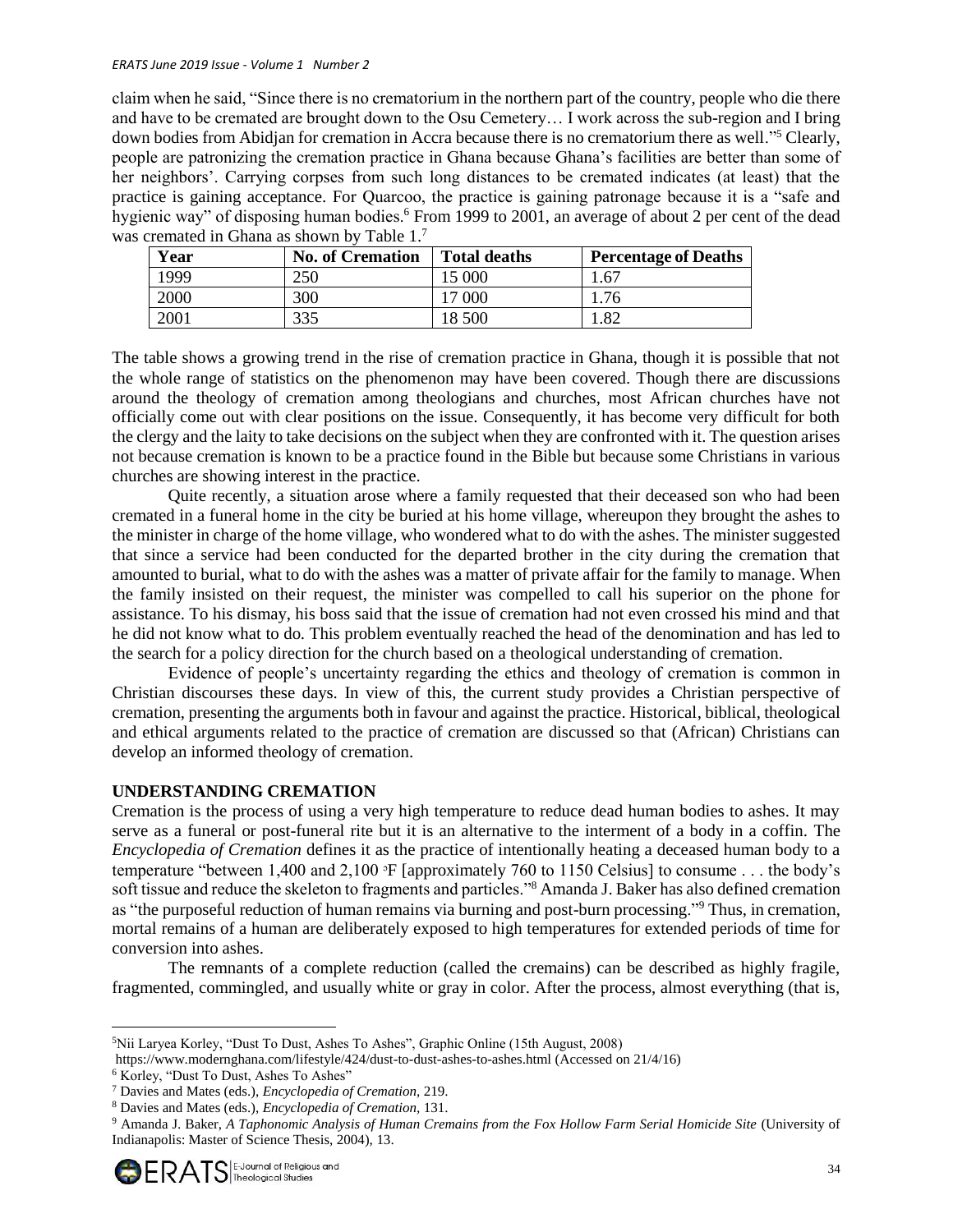claim when he said, "Since there is no crematorium in the northern part of the country, people who die there and have to be cremated are brought down to the Osu Cemetery… I work across the sub-region and I bring down bodies from Abidjan for cremation in Accra because there is no crematorium there as well."[5] Clearly, people are patronizing the cremation practice in Ghana because Ghana's facilities are better than some of her neighbors'. Carrying corpses from such long distances to be cremated indicates (at least) that the practice is gaining acceptance. For Quarcoo, the practice is gaining patronage because it is a "safe and hygienic way" of disposing human bodies.[6] From 1999 to 2001, an average of about 2 per cent of the dead was cremated in Ghana as shown by Table 1.[7]

| Year | No. of Cremation | Total deaths | Percentage of Deaths |
|---|---|---|---|
| 1999 | 250 | 15 000 | 1.67 |
| 2000 | 300 | 17 000 | 1.76 |
| 2001 | 335 | 18 500 | 1.82 |

The table shows a growing trend in the rise of cremation practice in Ghana, though it is possible that not the whole range of statistics on the phenomenon may have been covered. Though there are discussions around the theology of cremation among theologians and churches, most African churches have not officially come out with clear positions on the issue. Consequently, it has become very difficult for both the clergy and the laity to take decisions on the subject when they are confronted with it. The question arises not because cremation is known to be a practice found in the Bible but because some Christians in various churches are showing interest in the practice.

Quite recently, a situation arose where a family requested that their deceased son who had been cremated in a funeral home in the city be buried at his home village, whereupon they brought the ashes to the minister in charge of the home village, who wondered what to do with the ashes. The minister suggested that since a service had been conducted for the departed brother in the city during the cremation that amounted to burial, what to do with the ashes was a matter of private affair for the family to manage. When the family insisted on their request, the minister was compelled to call his superior on the phone for assistance. To his dismay, his boss said that the issue of cremation had not even crossed his mind and that he did not know what to do. This problem eventually reached the head of the denomination and has led to the search for a policy direction for the church based on a theological understanding of cremation.

Evidence of people's uncertainty regarding the ethics and theology of cremation is common in Christian discourses these days. In view of this, the current study provides a Christian perspective of cremation, presenting the arguments both in favour and against the practice. Historical, biblical, theological and ethical arguments related to the practice of cremation are discussed so that (African) Christians can develop an informed theology of cremation.

## UNDERSTANDING CREMATION

Cremation is the process of using a very high temperature to reduce dead human bodies to ashes. It may serve as a funeral or post-funeral rite but it is an alternative to the interment of a body in a coffin. The *Encyclopedia of Cremation* defines it as the practice of intentionally heating a deceased human body to a temperature "between 1,400 and 2,100 °F [approximately 760 to 1150 Celsius] to consume . . . the body's soft tissue and reduce the skeleton to fragments and particles."[8] Amanda J. Baker has also defined cremation as "the purposeful reduction of human remains via burning and post-burn processing."[9] Thus, in cremation, mortal remains of a human are deliberately exposed to high temperatures for extended periods of time for conversion into ashes.

The remnants of a complete reduction (called the cremains) can be described as highly fragile, fragmented, commingled, and usually white or gray in color. After the process, almost everything (that is,

---

[5] Nii Laryea Korley, "Dust To Dust, Ashes To Ashes", Graphic Online (15th August, 2008) https://www.modernghana.com/lifestyle/424/dust-to-dust-ashes-to-ashes.html (Accessed on 21/4/16)

[6] Korley, "Dust To Dust, Ashes To Ashes"

[7] Davies and Mates (eds.), *Encyclopedia of Cremation*, 219.

[8] Davies and Mates (eds.), *Encyclopedia of Cremation*, 131.

[9] Amanda J. Baker, *A Taphonomic Analysis of Human Cremains from the Fox Hollow Farm Serial Homicide Site* (University of Indianapolis: Master of Science Thesis, 2004), 13.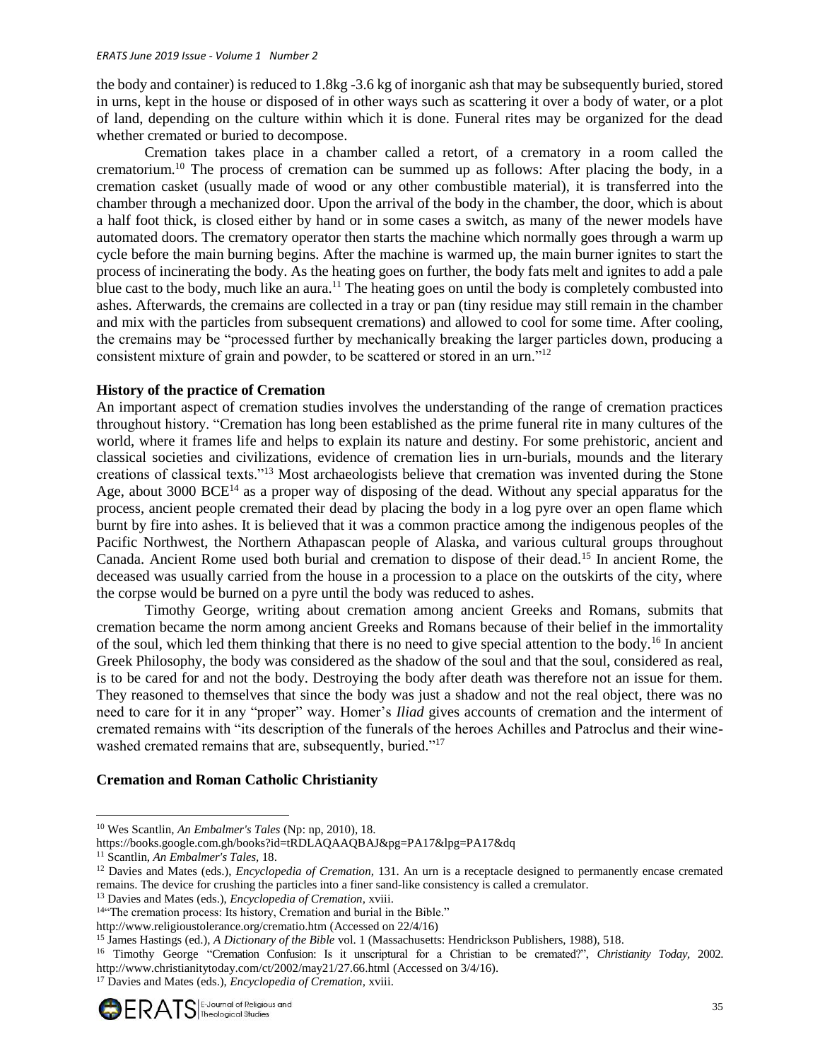the body and container) is reduced to 1.8kg -3.6 kg of inorganic ash that may be subsequently buried, stored in urns, kept in the house or disposed of in other ways such as scattering it over a body of water, or a plot of land, depending on the culture within which it is done. Funeral rites may be organized for the dead whether cremated or buried to decompose.

Cremation takes place in a chamber called a retort, of a crematory in a room called the crematorium.[10] The process of cremation can be summed up as follows: After placing the body, in a cremation casket (usually made of wood or any other combustible material), it is transferred into the chamber through a mechanized door. Upon the arrival of the body in the chamber, the door, which is about a half foot thick, is closed either by hand or in some cases a switch, as many of the newer models have automated doors. The crematory operator then starts the machine which normally goes through a warm up cycle before the main burning begins. After the machine is warmed up, the main burner ignites to start the process of incinerating the body. As the heating goes on further, the body fats melt and ignites to add a pale blue cast to the body, much like an aura.[11] The heating goes on until the body is completely combusted into ashes. Afterwards, the cremains are collected in a tray or pan (tiny residue may still remain in the chamber and mix with the particles from subsequent cremations) and allowed to cool for some time. After cooling, the cremains may be "processed further by mechanically breaking the larger particles down, producing a consistent mixture of grain and powder, to be scattered or stored in an urn."[12]

**History of the practice of Cremation**

An important aspect of cremation studies involves the understanding of the range of cremation practices throughout history. "Cremation has long been established as the prime funeral rite in many cultures of the world, where it frames life and helps to explain its nature and destiny. For some prehistoric, ancient and classical societies and civilizations, evidence of cremation lies in urn-burials, mounds and the literary creations of classical texts."[13] Most archaeologists believe that cremation was invented during the Stone Age, about 3000 BCE[14] as a proper way of disposing of the dead. Without any special apparatus for the process, ancient people cremated their dead by placing the body in a log pyre over an open flame which burnt by fire into ashes. It is believed that it was a common practice among the indigenous peoples of the Pacific Northwest, the Northern Athapascan people of Alaska, and various cultural groups throughout Canada. Ancient Rome used both burial and cremation to dispose of their dead.[15] In ancient Rome, the deceased was usually carried from the house in a procession to a place on the outskirts of the city, where the corpse would be burned on a pyre until the body was reduced to ashes.

Timothy George, writing about cremation among ancient Greeks and Romans, submits that cremation became the norm among ancient Greeks and Romans because of their belief in the immortality of the soul, which led them thinking that there is no need to give special attention to the body.[16] In ancient Greek Philosophy, the body was considered as the shadow of the soul and that the soul, considered as real, is to be cared for and not the body. Destroying the body after death was therefore not an issue for them. They reasoned to themselves that since the body was just a shadow and not the real object, there was no need to care for it in any "proper" way. Homer's *Iliad* gives accounts of cremation and the interment of cremated remains with "its description of the funerals of the heroes Achilles and Patroclus and their wine-washed cremated remains that are, subsequently, buried."[17]

**Cremation and Roman Catholic Christianity**

---

[10] Wes Scantlin, *An Embalmer's Tales* (Np: np, 2010), 18.
https://books.google.com.gh/books?id=tRDLAQAAQBAJ&pg=PA17&lpg=PA17&dq

[11] Scantlin, *An Embalmer's Tales*, 18.

[12] Davies and Mates (eds.), *Encyclopedia of Cremation*, 131. An urn is a receptacle designed to permanently encase cremated remains. The device for crushing the particles into a finer sand-like consistency is called a cremulator.

[13] Davies and Mates (eds.), *Encyclopedia of Cremation*, xviii.

[14] "The cremation process: Its history, Cremation and burial in the Bible."
http://www.religioustolerance.org/crematio.htm (Accessed on 22/4/16)

[15] James Hastings (ed.), *A Dictionary of the Bible* vol. 1 (Massachusetts: Hendrickson Publishers, 1988), 518.

[16] Timothy George "Cremation Confusion: Is it unscriptural for a Christian to be cremated?", *Christianity Today*, 2002. http://www.christianitytoday.com/ct/2002/may21/27.66.html (Accessed on 3/4/16).

[17] Davies and Mates (eds.), *Encyclopedia of Cremation*, xviii.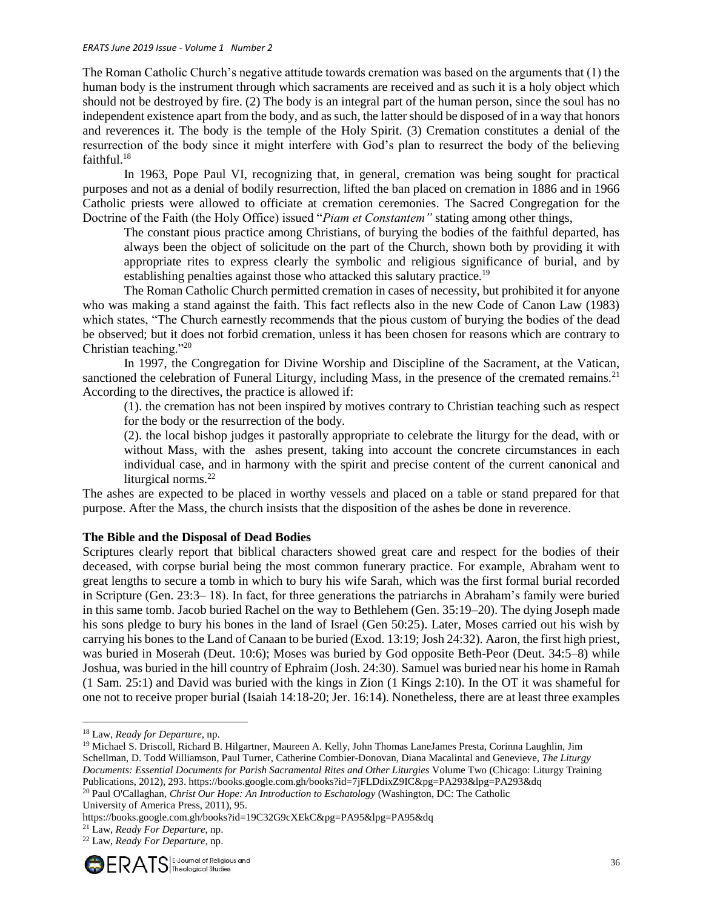The Roman Catholic Church's negative attitude towards cremation was based on the arguments that (1) the human body is the instrument through which sacraments are received and as such it is a holy object which should not be destroyed by fire. (2) The body is an integral part of the human person, since the soul has no independent existence apart from the body, and as such, the latter should be disposed of in a way that honors and reverences it. The body is the temple of the Holy Spirit. (3) Cremation constitutes a denial of the resurrection of the body since it might interfere with God's plan to resurrect the body of the believing faithful.[18]

In 1963, Pope Paul VI, recognizing that, in general, cremation was being sought for practical purposes and not as a denial of bodily resurrection, lifted the ban placed on cremation in 1886 and in 1966 Catholic priests were allowed to officiate at cremation ceremonies. The Sacred Congregation for the Doctrine of the Faith (the Holy Office) issued "*Piam et Constantem"* stating among other things,

> The constant pious practice among Christians, of burying the bodies of the faithful departed, has always been the object of solicitude on the part of the Church, shown both by providing it with appropriate rites to express clearly the symbolic and religious significance of burial, and by establishing penalties against those who attacked this salutary practice.[19]

The Roman Catholic Church permitted cremation in cases of necessity, but prohibited it for anyone who was making a stand against the faith. This fact reflects also in the new Code of Canon Law (1983) which states, "The Church earnestly recommends that the pious custom of burying the bodies of the dead be observed; but it does not forbid cremation, unless it has been chosen for reasons which are contrary to Christian teaching."[20]

In 1997, the Congregation for Divine Worship and Discipline of the Sacrament, at the Vatican, sanctioned the celebration of Funeral Liturgy, including Mass, in the presence of the cremated remains.[21] According to the directives, the practice is allowed if:

> (1). the cremation has not been inspired by motives contrary to Christian teaching such as respect for the body or the resurrection of the body.
>
> (2). the local bishop judges it pastorally appropriate to celebrate the liturgy for the dead, with or without Mass, with the ashes present, taking into account the concrete circumstances in each individual case, and in harmony with the spirit and precise content of the current canonical and liturgical norms.[22]

The ashes are expected to be placed in worthy vessels and placed on a table or stand prepared for that purpose. After the Mass, the church insists that the disposition of the ashes be done in reverence.

**The Bible and the Disposal of Dead Bodies**

Scriptures clearly report that biblical characters showed great care and respect for the bodies of their deceased, with corpse burial being the most common funerary practice. For example, Abraham went to great lengths to secure a tomb in which to bury his wife Sarah, which was the first formal burial recorded in Scripture (Gen. 23:3– 18). In fact, for three generations the patriarchs in Abraham's family were buried in this same tomb. Jacob buried Rachel on the way to Bethlehem (Gen. 35:19–20). The dying Joseph made his sons pledge to bury his bones in the land of Israel (Gen 50:25). Later, Moses carried out his wish by carrying his bones to the Land of Canaan to be buried (Exod. 13:19; Josh 24:32). Aaron, the first high priest, was buried in Moserah (Deut. 10:6); Moses was buried by God opposite Beth-Peor (Deut. 34:5–8) while Joshua, was buried in the hill country of Ephraim (Josh. 24:30). Samuel was buried near his home in Ramah (1 Sam. 25:1) and David was buried with the kings in Zion (1 Kings 2:10). In the OT it was shameful for one not to receive proper burial (Isaiah 14:18-20; Jer. 16:14). Nonetheless, there are at least three examples

---

[18] Law, *Ready for Departure*, np.

[19] Michael S. Driscoll, Richard B. Hilgartner, Maureen A. Kelly, John Thomas LaneJames Presta, Corinna Laughlin, Jim Schellman, D. Todd Williamson, Paul Turner, Catherine Combier-Donovan, Diana Macalintal and Genevieve, *The Liturgy Documents: Essential Documents for Parish Sacramental Rites and Other Liturgies* Volume Two (Chicago: Liturgy Training Publications, 2012), 293. https://books.google.com.gh/books?id=7jFLDdixZ9IC&pg=PA293&lpg=PA293&dq

[20] Paul O'Callaghan, *Christ Our Hope: An Introduction to Eschatology* (Washington, DC: The Catholic University of America Press, 2011), 95.
https://books.google.com.gh/books?id=19C32G9cXEkC&pg=PA95&lpg=PA95&dq

[21] Law, *Ready For Departure*, np.

[22] Law, *Ready For Departure*, np.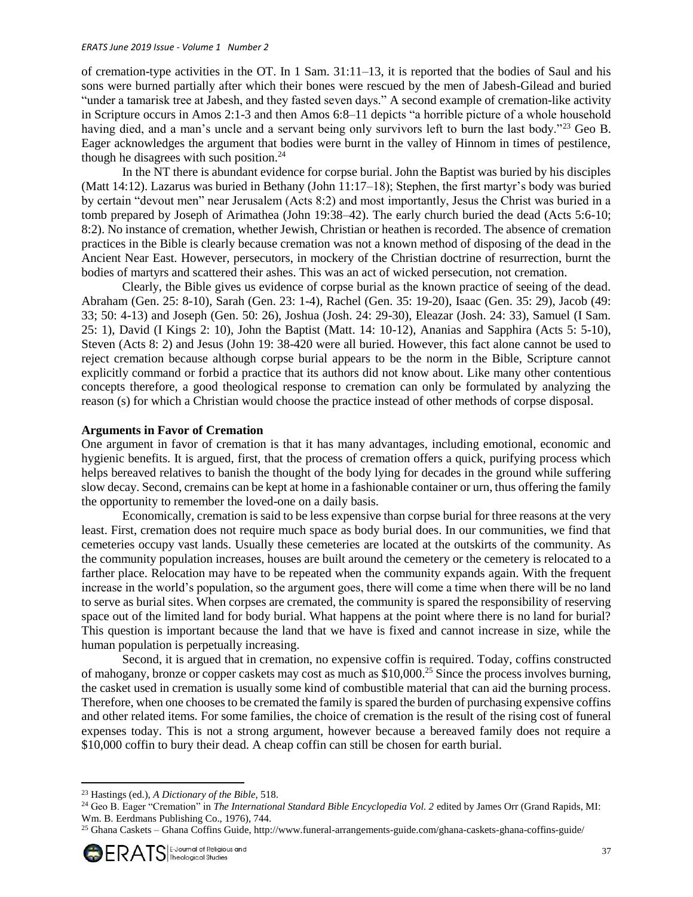of cremation-type activities in the OT. In 1 Sam. 31:11–13, it is reported that the bodies of Saul and his sons were burned partially after which their bones were rescued by the men of Jabesh-Gilead and buried "under a tamarisk tree at Jabesh, and they fasted seven days." A second example of cremation-like activity in Scripture occurs in Amos 2:1-3 and then Amos 6:8–11 depicts "a horrible picture of a whole household having died, and a man's uncle and a servant being only survivors left to burn the last body."[23] Geo B. Eager acknowledges the argument that bodies were burnt in the valley of Hinnom in times of pestilence, though he disagrees with such position.[24]

In the NT there is abundant evidence for corpse burial. John the Baptist was buried by his disciples (Matt 14:12). Lazarus was buried in Bethany (John 11:17–18); Stephen, the first martyr's body was buried by certain "devout men" near Jerusalem (Acts 8:2) and most importantly, Jesus the Christ was buried in a tomb prepared by Joseph of Arimathea (John 19:38–42). The early church buried the dead (Acts 5:6-10; 8:2). No instance of cremation, whether Jewish, Christian or heathen is recorded. The absence of cremation practices in the Bible is clearly because cremation was not a known method of disposing of the dead in the Ancient Near East. However, persecutors, in mockery of the Christian doctrine of resurrection, burnt the bodies of martyrs and scattered their ashes. This was an act of wicked persecution, not cremation.

Clearly, the Bible gives us evidence of corpse burial as the known practice of seeing of the dead. Abraham (Gen. 25: 8-10), Sarah (Gen. 23: 1-4), Rachel (Gen. 35: 19-20), Isaac (Gen. 35: 29), Jacob (49: 33; 50: 4-13) and Joseph (Gen. 50: 26), Joshua (Josh. 24: 29-30), Eleazar (Josh. 24: 33), Samuel (I Sam. 25: 1), David (I Kings 2: 10), John the Baptist (Matt. 14: 10-12), Ananias and Sapphira (Acts 5: 5-10), Steven (Acts 8: 2) and Jesus (John 19: 38-420 were all buried. However, this fact alone cannot be used to reject cremation because although corpse burial appears to be the norm in the Bible, Scripture cannot explicitly command or forbid a practice that its authors did not know about. Like many other contentious concepts therefore, a good theological response to cremation can only be formulated by analyzing the reason (s) for which a Christian would choose the practice instead of other methods of corpse disposal.

**Arguments in Favor of Cremation**

One argument in favor of cremation is that it has many advantages, including emotional, economic and hygienic benefits. It is argued, first, that the process of cremation offers a quick, purifying process which helps bereaved relatives to banish the thought of the body lying for decades in the ground while suffering slow decay. Second, cremains can be kept at home in a fashionable container or urn, thus offering the family the opportunity to remember the loved-one on a daily basis.

Economically, cremation is said to be less expensive than corpse burial for three reasons at the very least. First, cremation does not require much space as body burial does. In our communities, we find that cemeteries occupy vast lands. Usually these cemeteries are located at the outskirts of the community. As the community population increases, houses are built around the cemetery or the cemetery is relocated to a farther place. Relocation may have to be repeated when the community expands again. With the frequent increase in the world's population, so the argument goes, there will come a time when there will be no land to serve as burial sites. When corpses are cremated, the community is spared the responsibility of reserving space out of the limited land for body burial. What happens at the point where there is no land for burial? This question is important because the land that we have is fixed and cannot increase in size, while the human population is perpetually increasing.

Second, it is argued that in cremation, no expensive coffin is required. Today, coffins constructed of mahogany, bronze or copper caskets may cost as much as $10,000.[25] Since the process involves burning, the casket used in cremation is usually some kind of combustible material that can aid the burning process. Therefore, when one chooses to be cremated the family is spared the burden of purchasing expensive coffins and other related items. For some families, the choice of cremation is the result of the rising cost of funeral expenses today. This is not a strong argument, however because a bereaved family does not require a $10,000 coffin to bury their dead. A cheap coffin can still be chosen for earth burial.

---

[23] Hastings (ed.), *A Dictionary of the Bible*, 518.

[24] Geo B. Eager "Cremation" in *The International Standard Bible Encyclopedia Vol. 2* edited by James Orr (Grand Rapids, MI: Wm. B. Eerdmans Publishing Co., 1976), 744.

[25] Ghana Caskets – Ghana Coffins Guide, http://www.funeral-arrangements-guide.com/ghana-caskets-ghana-coffins-guide/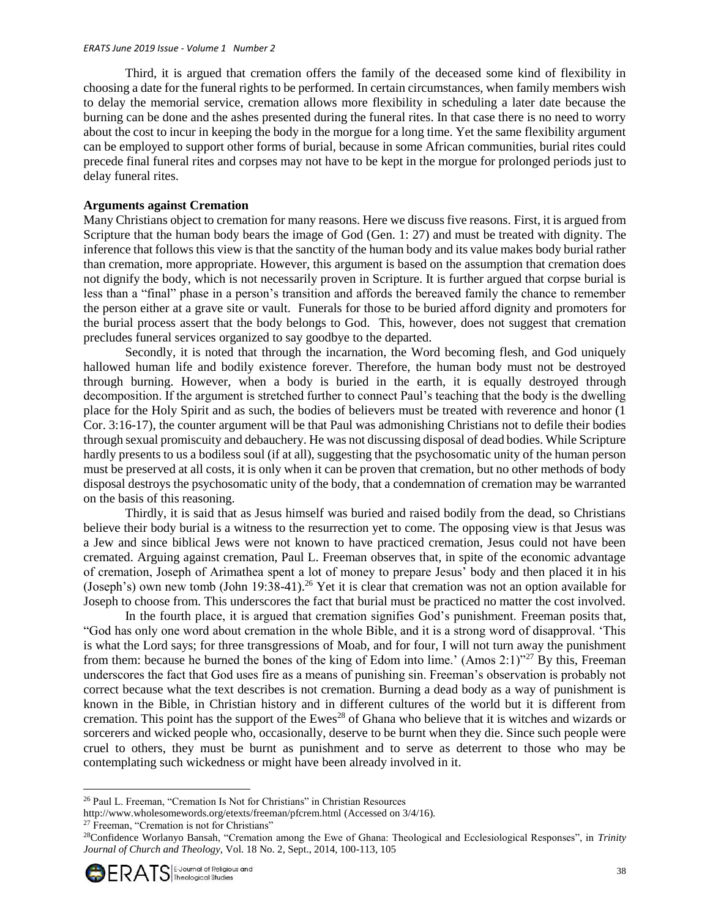Third, it is argued that cremation offers the family of the deceased some kind of flexibility in choosing a date for the funeral rights to be performed. In certain circumstances, when family members wish to delay the memorial service, cremation allows more flexibility in scheduling a later date because the burning can be done and the ashes presented during the funeral rites. In that case there is no need to worry about the cost to incur in keeping the body in the morgue for a long time. Yet the same flexibility argument can be employed to support other forms of burial, because in some African communities, burial rites could precede final funeral rites and corpses may not have to be kept in the morgue for prolonged periods just to delay funeral rites.

**Arguments against Cremation**

Many Christians object to cremation for many reasons. Here we discuss five reasons. First, it is argued from Scripture that the human body bears the image of God (Gen. 1: 27) and must be treated with dignity. The inference that follows this view is that the sanctity of the human body and its value makes body burial rather than cremation, more appropriate. However, this argument is based on the assumption that cremation does not dignify the body, which is not necessarily proven in Scripture. It is further argued that corpse burial is less than a "final" phase in a person's transition and affords the bereaved family the chance to remember the person either at a grave site or vault. Funerals for those to be buried afford dignity and promoters for the burial process assert that the body belongs to God. This, however, does not suggest that cremation precludes funeral services organized to say goodbye to the departed.

Secondly, it is noted that through the incarnation, the Word becoming flesh, and God uniquely hallowed human life and bodily existence forever. Therefore, the human body must not be destroyed through burning. However, when a body is buried in the earth, it is equally destroyed through decomposition. If the argument is stretched further to connect Paul's teaching that the body is the dwelling place for the Holy Spirit and as such, the bodies of believers must be treated with reverence and honor (1 Cor. 3:16-17), the counter argument will be that Paul was admonishing Christians not to defile their bodies through sexual promiscuity and debauchery. He was not discussing disposal of dead bodies. While Scripture hardly presents to us a bodiless soul (if at all), suggesting that the psychosomatic unity of the human person must be preserved at all costs, it is only when it can be proven that cremation, but no other methods of body disposal destroys the psychosomatic unity of the body, that a condemnation of cremation may be warranted on the basis of this reasoning.

Thirdly, it is said that as Jesus himself was buried and raised bodily from the dead, so Christians believe their body burial is a witness to the resurrection yet to come. The opposing view is that Jesus was a Jew and since biblical Jews were not known to have practiced cremation, Jesus could not have been cremated. Arguing against cremation, Paul L. Freeman observes that, in spite of the economic advantage of cremation, Joseph of Arimathea spent a lot of money to prepare Jesus' body and then placed it in his (Joseph's) own new tomb (John 19:38-41).[26] Yet it is clear that cremation was not an option available for Joseph to choose from. This underscores the fact that burial must be practiced no matter the cost involved.

In the fourth place, it is argued that cremation signifies God's punishment. Freeman posits that, "God has only one word about cremation in the whole Bible, and it is a strong word of disapproval. 'This is what the Lord says; for three transgressions of Moab, and for four, I will not turn away the punishment from them: because he burned the bones of the king of Edom into lime.' (Amos 2:1)"[27] By this, Freeman underscores the fact that God uses fire as a means of punishing sin. Freeman's observation is probably not correct because what the text describes is not cremation. Burning a dead body as a way of punishment is known in the Bible, in Christian history and in different cultures of the world but it is different from cremation. This point has the support of the Ewes[28] of Ghana who believe that it is witches and wizards or sorcerers and wicked people who, occasionally, deserve to be burnt when they die. Since such people were cruel to others, they must be burnt as punishment and to serve as deterrent to those who may be contemplating such wickedness or might have been already involved in it.

---

[26] Paul L. Freeman, "Cremation Is Not for Christians" in Christian Resources http://www.wholesomewords.org/etexts/freeman/pfcrem.html (Accessed on 3/4/16).

[27] Freeman, "Cremation is not for Christians"

[28] Confidence Worlanyo Bansah, "Cremation among the Ewe of Ghana: Theological and Ecclesiological Responses", in *Trinity Journal of Church and Theology*, Vol. 18 No. 2, Sept., 2014, 100-113, 105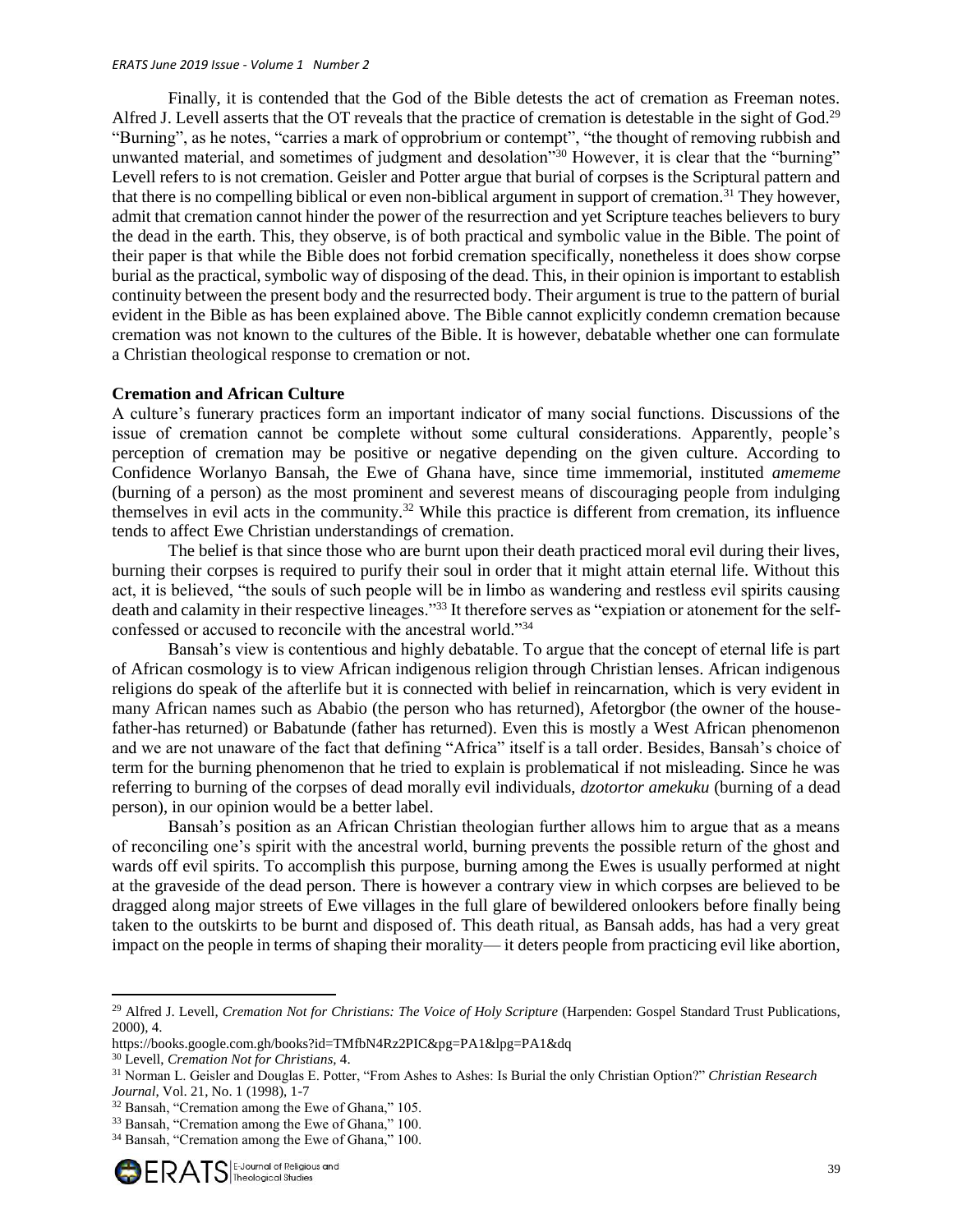Finally, it is contended that the God of the Bible detests the act of cremation as Freeman notes. Alfred J. Levell asserts that the OT reveals that the practice of cremation is detestable in the sight of God.[29] "Burning", as he notes, "carries a mark of opprobrium or contempt", "the thought of removing rubbish and unwanted material, and sometimes of judgment and desolation"[30] However, it is clear that the "burning" Levell refers to is not cremation. Geisler and Potter argue that burial of corpses is the Scriptural pattern and that there is no compelling biblical or even non-biblical argument in support of cremation.[31] They however, admit that cremation cannot hinder the power of the resurrection and yet Scripture teaches believers to bury the dead in the earth. This, they observe, is of both practical and symbolic value in the Bible. The point of their paper is that while the Bible does not forbid cremation specifically, nonetheless it does show corpse burial as the practical, symbolic way of disposing of the dead. This, in their opinion is important to establish continuity between the present body and the resurrected body. Their argument is true to the pattern of burial evident in the Bible as has been explained above. The Bible cannot explicitly condemn cremation because cremation was not known to the cultures of the Bible. It is however, debatable whether one can formulate a Christian theological response to cremation or not.

**Cremation and African Culture**

A culture's funerary practices form an important indicator of many social functions. Discussions of the issue of cremation cannot be complete without some cultural considerations. Apparently, people's perception of cremation may be positive or negative depending on the given culture. According to Confidence Worlanyo Bansah, the Ewe of Ghana have, since time immemorial, instituted *amememe* (burning of a person) as the most prominent and severest means of discouraging people from indulging themselves in evil acts in the community.[32] While this practice is different from cremation, its influence tends to affect Ewe Christian understandings of cremation.

The belief is that since those who are burnt upon their death practiced moral evil during their lives, burning their corpses is required to purify their soul in order that it might attain eternal life. Without this act, it is believed, "the souls of such people will be in limbo as wandering and restless evil spirits causing death and calamity in their respective lineages."[33] It therefore serves as "expiation or atonement for the self-confessed or accused to reconcile with the ancestral world."[34]

Bansah's view is contentious and highly debatable. To argue that the concept of eternal life is part of African cosmology is to view African indigenous religion through Christian lenses. African indigenous religions do speak of the afterlife but it is connected with belief in reincarnation, which is very evident in many African names such as Ababio (the person who has returned), Afetorgbor (the owner of the house-father-has returned) or Babatunde (father has returned). Even this is mostly a West African phenomenon and we are not unaware of the fact that defining "Africa" itself is a tall order. Besides, Bansah's choice of term for the burning phenomenon that he tried to explain is problematical if not misleading. Since he was referring to burning of the corpses of dead morally evil individuals, *dzotortor amekuku* (burning of a dead person), in our opinion would be a better label.

Bansah's position as an African Christian theologian further allows him to argue that as a means of reconciling one's spirit with the ancestral world, burning prevents the possible return of the ghost and wards off evil spirits. To accomplish this purpose, burning among the Ewes is usually performed at night at the graveside of the dead person. There is however a contrary view in which corpses are believed to be dragged along major streets of Ewe villages in the full glare of bewildered onlookers before finally being taken to the outskirts to be burnt and disposed of. This death ritual, as Bansah adds, has had a very great impact on the people in terms of shaping their morality— it deters people from practicing evil like abortion,

---

[29] Alfred J. Levell, *Cremation Not for Christians: The Voice of Holy Scripture* (Harpenden: Gospel Standard Trust Publications, 2000), 4.
https://books.google.com.gh/books?id=TMfbN4Rz2PIC&pg=PA1&lpg=PA1&dq

[30] Levell, *Cremation Not for Christians*, 4.

[31] Norman L. Geisler and Douglas E. Potter, "From Ashes to Ashes: Is Burial the only Christian Option?" *Christian Research Journal*, Vol. 21, No. 1 (1998), 1-7

[32] Bansah, "Cremation among the Ewe of Ghana," 105.

[33] Bansah, "Cremation among the Ewe of Ghana," 100.

[34] Bansah, "Cremation among the Ewe of Ghana," 100.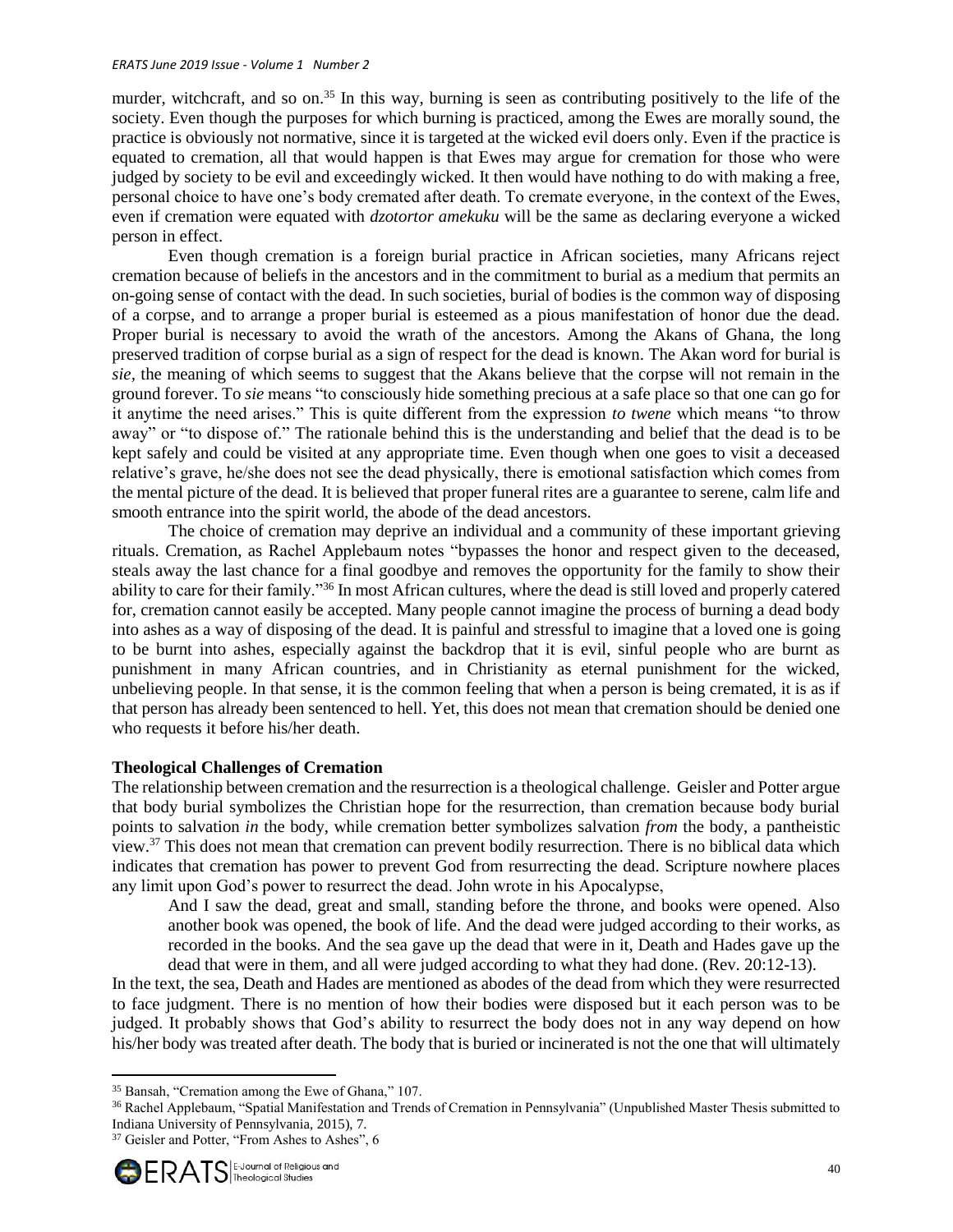murder, witchcraft, and so on.[35] In this way, burning is seen as contributing positively to the life of the society. Even though the purposes for which burning is practiced, among the Ewes are morally sound, the practice is obviously not normative, since it is targeted at the wicked evil doers only. Even if the practice is equated to cremation, all that would happen is that Ewes may argue for cremation for those who were judged by society to be evil and exceedingly wicked. It then would have nothing to do with making a free, personal choice to have one's body cremated after death. To cremate everyone, in the context of the Ewes, even if cremation were equated with *dzotortor amekuku* will be the same as declaring everyone a wicked person in effect.

Even though cremation is a foreign burial practice in African societies, many Africans reject cremation because of beliefs in the ancestors and in the commitment to burial as a medium that permits an on-going sense of contact with the dead. In such societies, burial of bodies is the common way of disposing of a corpse, and to arrange a proper burial is esteemed as a pious manifestation of honor due the dead. Proper burial is necessary to avoid the wrath of the ancestors. Among the Akans of Ghana, the long preserved tradition of corpse burial as a sign of respect for the dead is known. The Akan word for burial is *sie*, the meaning of which seems to suggest that the Akans believe that the corpse will not remain in the ground forever. To *sie* means "to consciously hide something precious at a safe place so that one can go for it anytime the need arises." This is quite different from the expression *to twene* which means "to throw away" or "to dispose of." The rationale behind this is the understanding and belief that the dead is to be kept safely and could be visited at any appropriate time. Even though when one goes to visit a deceased relative's grave, he/she does not see the dead physically, there is emotional satisfaction which comes from the mental picture of the dead. It is believed that proper funeral rites are a guarantee to serene, calm life and smooth entrance into the spirit world, the abode of the dead ancestors.

The choice of cremation may deprive an individual and a community of these important grieving rituals. Cremation, as Rachel Applebaum notes "bypasses the honor and respect given to the deceased, steals away the last chance for a final goodbye and removes the opportunity for the family to show their ability to care for their family."[36] In most African cultures, where the dead is still loved and properly catered for, cremation cannot easily be accepted. Many people cannot imagine the process of burning a dead body into ashes as a way of disposing of the dead. It is painful and stressful to imagine that a loved one is going to be burnt into ashes, especially against the backdrop that it is evil, sinful people who are burnt as punishment in many African countries, and in Christianity as eternal punishment for the wicked, unbelieving people. In that sense, it is the common feeling that when a person is being cremated, it is as if that person has already been sentenced to hell. Yet, this does not mean that cremation should be denied one who requests it before his/her death.

**Theological Challenges of Cremation**

The relationship between cremation and the resurrection is a theological challenge. Geisler and Potter argue that body burial symbolizes the Christian hope for the resurrection, than cremation because body burial points to salvation *in* the body, while cremation better symbolizes salvation *from* the body, a pantheistic view.[37] This does not mean that cremation can prevent bodily resurrection. There is no biblical data which indicates that cremation has power to prevent God from resurrecting the dead. Scripture nowhere places any limit upon God's power to resurrect the dead. John wrote in his Apocalypse,

> And I saw the dead, great and small, standing before the throne, and books were opened. Also another book was opened, the book of life. And the dead were judged according to their works, as recorded in the books. And the sea gave up the dead that were in it, Death and Hades gave up the dead that were in them, and all were judged according to what they had done. (Rev. 20:12-13).

In the text, the sea, Death and Hades are mentioned as abodes of the dead from which they were resurrected to face judgment. There is no mention of how their bodies were disposed but it each person was to be judged. It probably shows that God's ability to resurrect the body does not in any way depend on how his/her body was treated after death. The body that is buried or incinerated is not the one that will ultimately

---

[35] Bansah, "Cremation among the Ewe of Ghana," 107.

[36] Rachel Applebaum, "Spatial Manifestation and Trends of Cremation in Pennsylvania" (Unpublished Master Thesis submitted to Indiana University of Pennsylvania, 2015), 7.

[37] Geisler and Potter, "From Ashes to Ashes", 6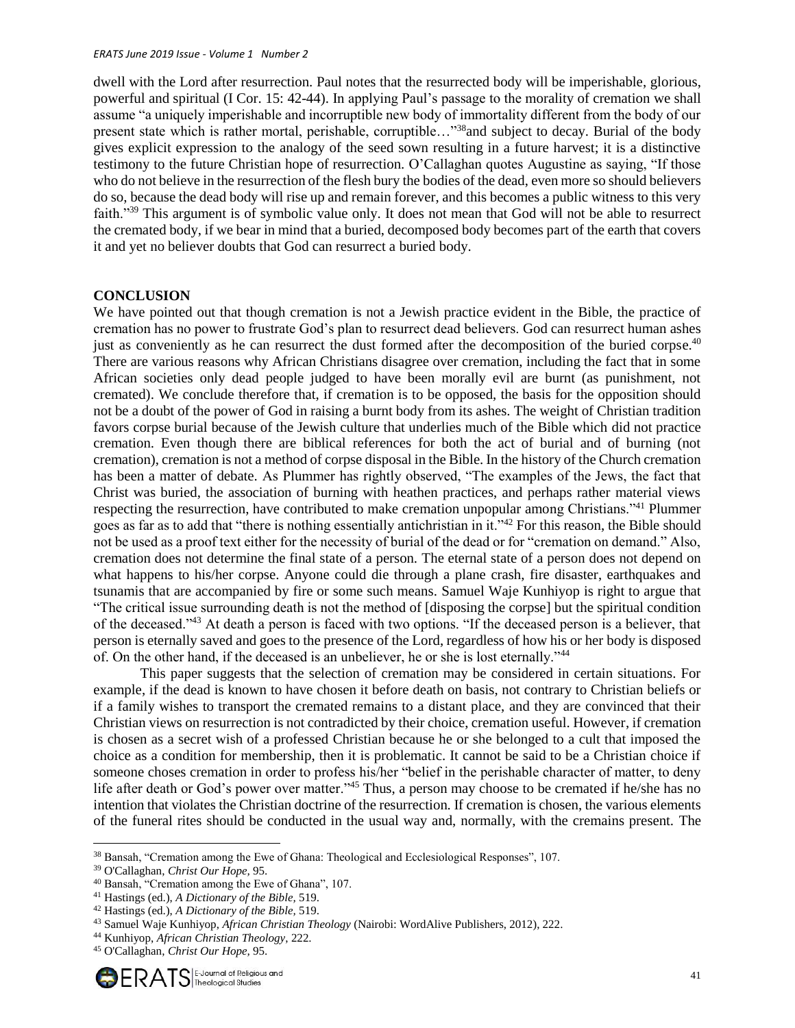dwell with the Lord after resurrection. Paul notes that the resurrected body will be imperishable, glorious, powerful and spiritual (I Cor. 15: 42-44). In applying Paul's passage to the morality of cremation we shall assume "a uniquely imperishable and incorruptible new body of immortality different from the body of our present state which is rather mortal, perishable, corruptible…"[38]and subject to decay. Burial of the body gives explicit expression to the analogy of the seed sown resulting in a future harvest; it is a distinctive testimony to the future Christian hope of resurrection. O'Callaghan quotes Augustine as saying, "If those who do not believe in the resurrection of the flesh bury the bodies of the dead, even more so should believers do so, because the dead body will rise up and remain forever, and this becomes a public witness to this very faith."[39] This argument is of symbolic value only. It does not mean that God will not be able to resurrect the cremated body, if we bear in mind that a buried, decomposed body becomes part of the earth that covers it and yet no believer doubts that God can resurrect a buried body.

## CONCLUSION

We have pointed out that though cremation is not a Jewish practice evident in the Bible, the practice of cremation has no power to frustrate God's plan to resurrect dead believers. God can resurrect human ashes just as conveniently as he can resurrect the dust formed after the decomposition of the buried corpse.[40] There are various reasons why African Christians disagree over cremation, including the fact that in some African societies only dead people judged to have been morally evil are burnt (as punishment, not cremated). We conclude therefore that, if cremation is to be opposed, the basis for the opposition should not be a doubt of the power of God in raising a burnt body from its ashes. The weight of Christian tradition favors corpse burial because of the Jewish culture that underlies much of the Bible which did not practice cremation. Even though there are biblical references for both the act of burial and of burning (not cremation), cremation is not a method of corpse disposal in the Bible. In the history of the Church cremation has been a matter of debate. As Plummer has rightly observed, "The examples of the Jews, the fact that Christ was buried, the association of burning with heathen practices, and perhaps rather material views respecting the resurrection, have contributed to make cremation unpopular among Christians."[41] Plummer goes as far as to add that "there is nothing essentially antichristian in it."[42] For this reason, the Bible should not be used as a proof text either for the necessity of burial of the dead or for "cremation on demand." Also, cremation does not determine the final state of a person. The eternal state of a person does not depend on what happens to his/her corpse. Anyone could die through a plane crash, fire disaster, earthquakes and tsunamis that are accompanied by fire or some such means. Samuel Waje Kunhiyop is right to argue that "The critical issue surrounding death is not the method of [disposing the corpse] but the spiritual condition of the deceased."[43] At death a person is faced with two options. "If the deceased person is a believer, that person is eternally saved and goes to the presence of the Lord, regardless of how his or her body is disposed of. On the other hand, if the deceased is an unbeliever, he or she is lost eternally."[44]

This paper suggests that the selection of cremation may be considered in certain situations. For example, if the dead is known to have chosen it before death on basis, not contrary to Christian beliefs or if a family wishes to transport the cremated remains to a distant place, and they are convinced that their Christian views on resurrection is not contradicted by their choice, cremation useful. However, if cremation is chosen as a secret wish of a professed Christian because he or she belonged to a cult that imposed the choice as a condition for membership, then it is problematic. It cannot be said to be a Christian choice if someone choses cremation in order to profess his/her "belief in the perishable character of matter, to deny life after death or God's power over matter."[45] Thus, a person may choose to be cremated if he/she has no intention that violates the Christian doctrine of the resurrection. If cremation is chosen, the various elements of the funeral rites should be conducted in the usual way and, normally, with the cremains present. The

---

[38] Bansah, "Cremation among the Ewe of Ghana: Theological and Ecclesiological Responses", 107.

[39] O'Callaghan, *Christ Our Hope,* 95.

[40] Bansah, "Cremation among the Ewe of Ghana", 107.

[41] Hastings (ed.), *A Dictionary of the Bible,* 519.

[42] Hastings (ed.), *A Dictionary of the Bible,* 519.

[43] Samuel Waje Kunhiyop, *African Christian Theology* (Nairobi: WordAlive Publishers, 2012), 222.

[44] Kunhiyop, *African Christian Theology*, 222.

[45] O'Callaghan, *Christ Our Hope,* 95.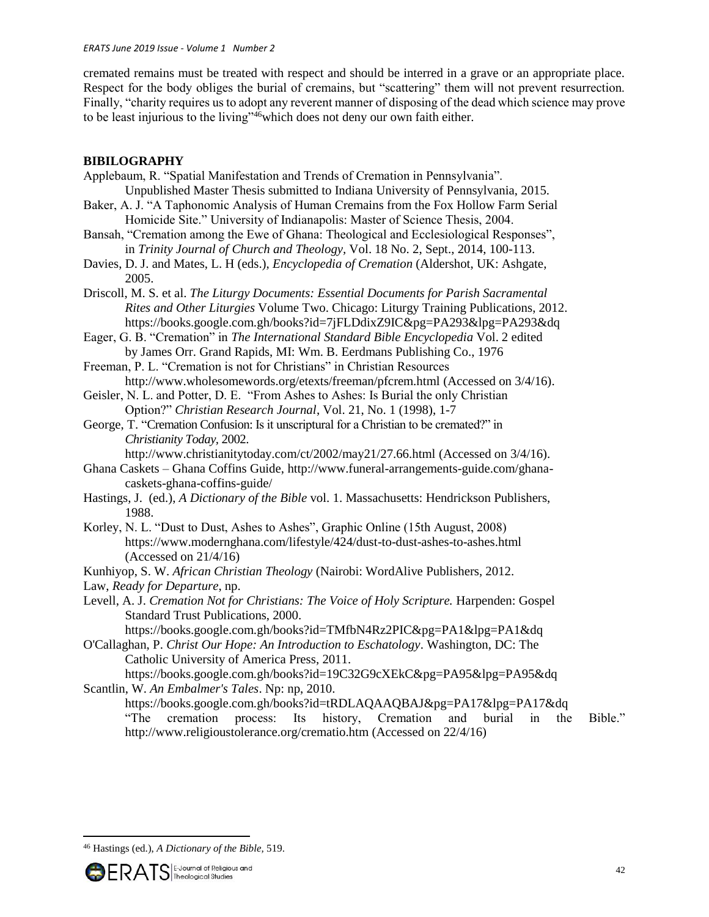cremated remains must be treated with respect and should be interred in a grave or an appropriate place. Respect for the body obliges the burial of cremains, but "scattering" them will not prevent resurrection. Finally, "charity requires us to adopt any reverent manner of disposing of the dead which science may prove to be least injurious to the living"[46]which does not deny our own faith either.

## BIBILOGRAPHY

Applebaum, R. "Spatial Manifestation and Trends of Cremation in Pennsylvania". Unpublished Master Thesis submitted to Indiana University of Pennsylvania, 2015.

Baker, A. J. "A Taphonomic Analysis of Human Cremains from the Fox Hollow Farm Serial Homicide Site." University of Indianapolis: Master of Science Thesis, 2004.

Bansah, "Cremation among the Ewe of Ghana: Theological and Ecclesiological Responses", in *Trinity Journal of Church and Theology*, Vol. 18 No. 2, Sept., 2014, 100-113.

Davies, D. J. and Mates, L. H (eds.), *Encyclopedia of Cremation* (Aldershot, UK: Ashgate, 2005.

Driscoll, M. S. et al. *The Liturgy Documents: Essential Documents for Parish Sacramental Rites and Other Liturgies* Volume Two. Chicago: Liturgy Training Publications, 2012. https://books.google.com.gh/books?id=7jFLDdixZ9IC&pg=PA293&lpg=PA293&dq

Eager, G. B. "Cremation" in *The International Standard Bible Encyclopedia* Vol. 2 edited by James Orr. Grand Rapids, MI: Wm. B. Eerdmans Publishing Co., 1976

Freeman, P. L. "Cremation is not for Christians" in Christian Resources http://www.wholesomewords.org/etexts/freeman/pfcrem.html (Accessed on 3/4/16).

Geisler, N. L. and Potter, D. E. "From Ashes to Ashes: Is Burial the only Christian Option?" *Christian Research Journal*, Vol. 21, No. 1 (1998), 1-7

George, T. "Cremation Confusion: Is it unscriptural for a Christian to be cremated?" in *Christianity Today*, 2002. http://www.christianitytoday.com/ct/2002/may21/27.66.html (Accessed on 3/4/16).

Ghana Caskets – Ghana Coffins Guide, http://www.funeral-arrangements-guide.com/ghana-caskets-ghana-coffins-guide/

Hastings, J. (ed.), *A Dictionary of the Bible* vol. 1. Massachusetts: Hendrickson Publishers, 1988.

Korley, N. L. "Dust to Dust, Ashes to Ashes", Graphic Online (15th August, 2008) https://www.modernghana.com/lifestyle/424/dust-to-dust-ashes-to-ashes.html (Accessed on 21/4/16)

Kunhiyop, S. W. *African Christian Theology* (Nairobi: WordAlive Publishers, 2012.

Law, *Ready for Departure*, np.

Levell, A. J. *Cremation Not for Christians: The Voice of Holy Scripture.* Harpenden: Gospel Standard Trust Publications, 2000. https://books.google.com.gh/books?id=TMfbN4Rz2PIC&pg=PA1&lpg=PA1&dq

O'Callaghan, P. *Christ Our Hope: An Introduction to Eschatology*. Washington, DC: The Catholic University of America Press, 2011. https://books.google.com.gh/books?id=19C32G9cXEkC&pg=PA95&lpg=PA95&dq

Scantlin, W. *An Embalmer's Tales*. Np: np, 2010. https://books.google.com.gh/books?id=tRDLAQAAQBAJ&pg=PA17&lpg=PA17&dq "The cremation process: Its history, Cremation and burial in the Bible." http://www.religioustolerance.org/crematio.htm (Accessed on 22/4/16)

---

[46] Hastings (ed.), *A Dictionary of the Bible,* 519.